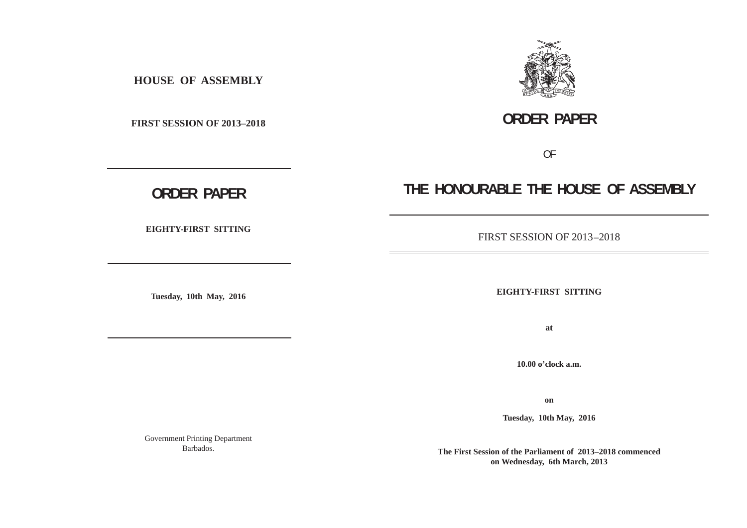**HOUSE OF ASSEMBLY**

**FIRST SESSION OF 2013–2018**

---

# ORDER PAPER

**EIGHTY-FIRST SITTING**

---

**Tuesday, 10th May, 2016**

---

Government Printing Department
Barbados.

# ORDER PAPER

OF

# THE HONOURABLE THE HOUSE OF ASSEMBLY

---

FIRST SESSION OF 2013–2018

---

**EIGHTY-FIRST SITTING**

**at**

**10.00 o'clock a.m.**

**on**

**Tuesday, 10th May, 2016**

**The First Session of the Parliament of 2013–2018 commenced on Wednesday, 6th March, 2013**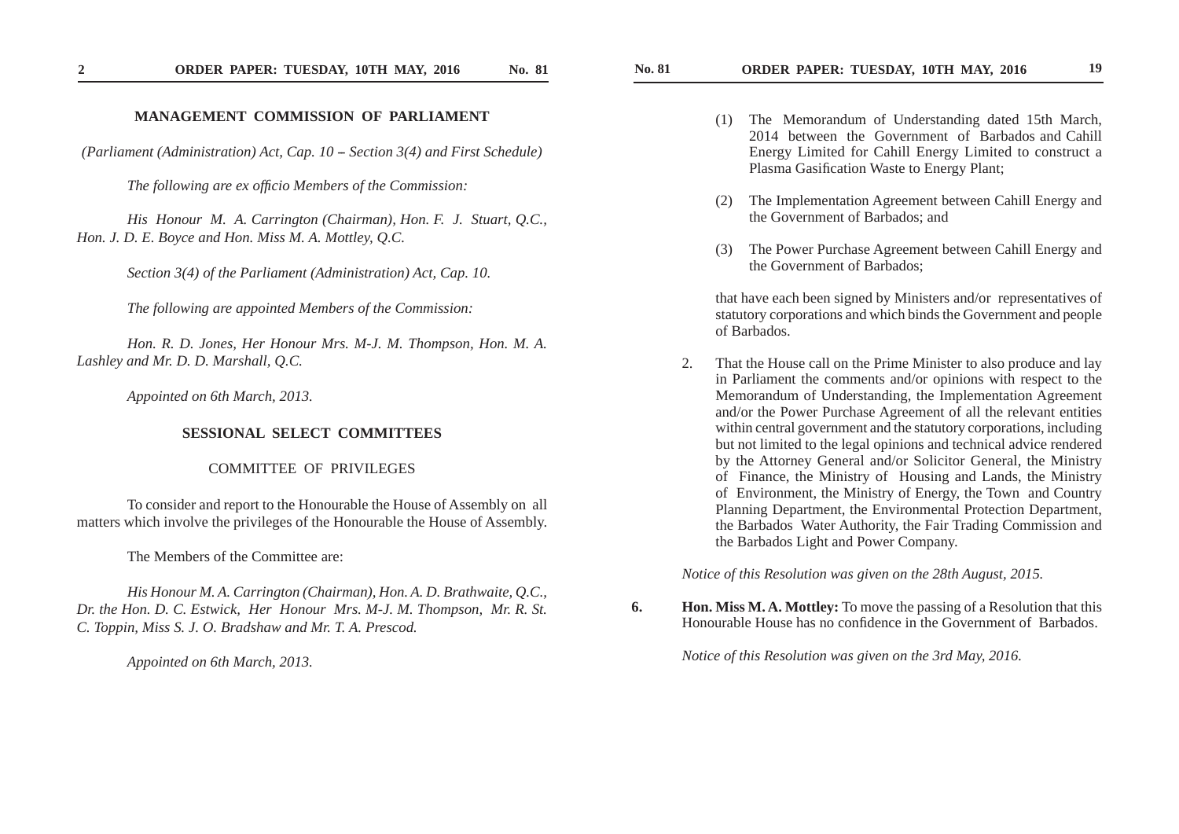## MANAGEMENT COMMISSION OF PARLIAMENT

*(Parliament (Administration) Act, Cap. 10 – Section 3(4) and First Schedule)*

*The following are ex officio Members of the Commission:*

*His Honour M. A. Carrington (Chairman), Hon. F. J. Stuart, Q.C., Hon. J. D. E. Boyce and Hon. Miss M. A. Mottley, Q.C.*

*Section 3(4) of the Parliament (Administration) Act, Cap. 10.*

*The following are appointed Members of the Commission:*

*Hon. R. D. Jones, Her Honour Mrs. M-J. M. Thompson, Hon. M. A. Lashley and Mr. D. D. Marshall, Q.C.*

*Appointed on 6th March, 2013.*

## SESSIONAL SELECT COMMITTEES

### COMMITTEE OF PRIVILEGES

To consider and report to the Honourable the House of Assembly on all matters which involve the privileges of the Honourable the House of Assembly.

The Members of the Committee are:

*His Honour M. A. Carrington (Chairman), Hon. A. D. Brathwaite, Q.C., Dr. the Hon. D. C. Estwick, Her Honour Mrs. M-J. M. Thompson, Mr. R. St. C. Toppin, Miss S. J. O. Bradshaw and Mr. T. A. Prescod.*

*Appointed on 6th March, 2013.*

(1) The Memorandum of Understanding dated 15th March, 2014 between the Government of Barbados and Cahill Energy Limited for Cahill Energy Limited to construct a Plasma Gasification Waste to Energy Plant;

(2) The Implementation Agreement between Cahill Energy and the Government of Barbados; and

(3) The Power Purchase Agreement between Cahill Energy and the Government of Barbados;

that have each been signed by Ministers and/or representatives of statutory corporations and which binds the Government and people of Barbados.

2. That the House call on the Prime Minister to also produce and lay in Parliament the comments and/or opinions with respect to the Memorandum of Understanding, the Implementation Agreement and/or the Power Purchase Agreement of all the relevant entities within central government and the statutory corporations, including but not limited to the legal opinions and technical advice rendered by the Attorney General and/or Solicitor General, the Ministry of Finance, the Ministry of Housing and Lands, the Ministry of Environment, the Ministry of Energy, the Town and Country Planning Department, the Environmental Protection Department, the Barbados Water Authority, the Fair Trading Commission and the Barbados Light and Power Company.

*Notice of this Resolution was given on the 28th August, 2015.*

**6. Hon. Miss M. A. Mottley:** To move the passing of a Resolution that this Honourable House has no confidence in the Government of Barbados.

*Notice of this Resolution was given on the 3rd May, 2016.*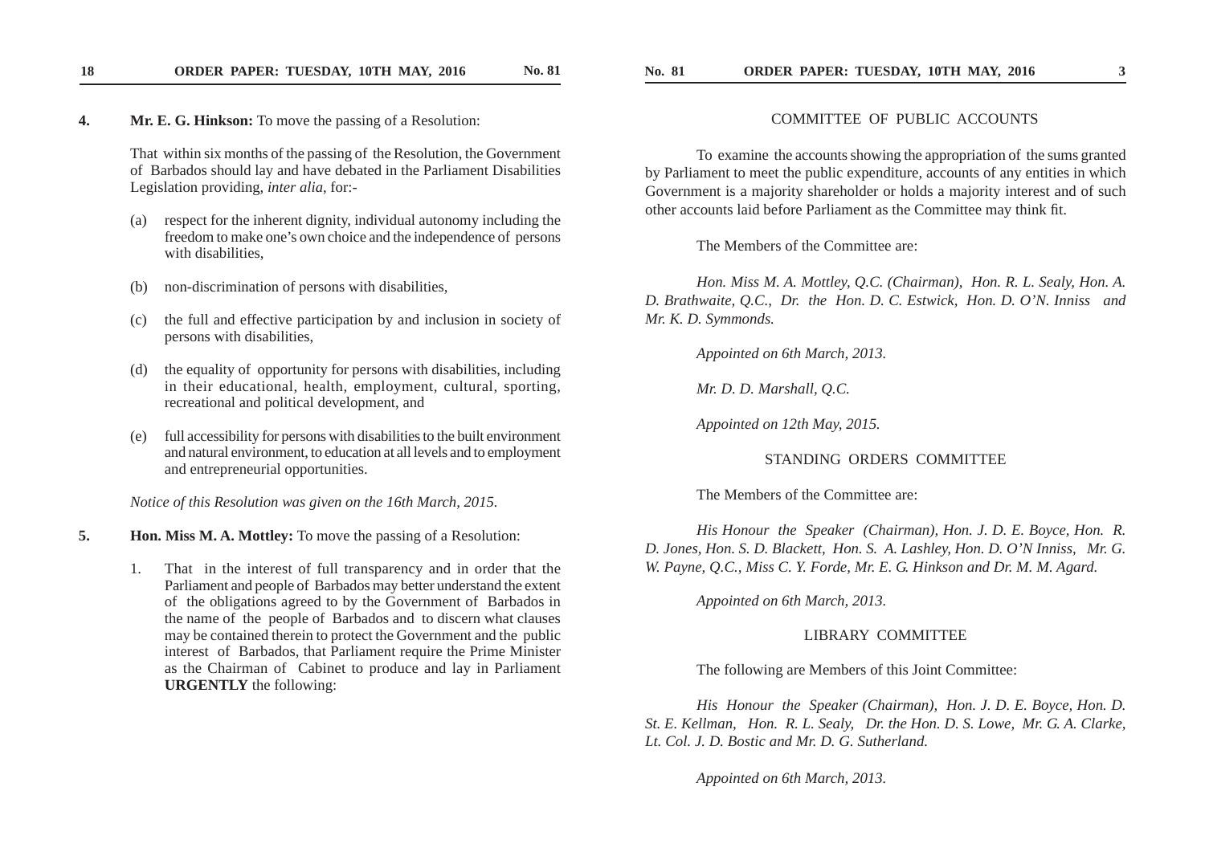**4. Mr. E. G. Hinkson:** To move the passing of a Resolution:

That within six months of the passing of the Resolution, the Government of Barbados should lay and have debated in the Parliament Disabilities Legislation providing, *inter alia*, for:-

(a) respect for the inherent dignity, individual autonomy including the freedom to make one's own choice and the independence of persons with disabilities,

(b) non-discrimination of persons with disabilities,

(c) the full and effective participation by and inclusion in society of persons with disabilities,

(d) the equality of opportunity for persons with disabilities, including in their educational, health, employment, cultural, sporting, recreational and political development, and

(e) full accessibility for persons with disabilities to the built environment and natural environment, to education at all levels and to employment and entrepreneurial opportunities.

*Notice of this Resolution was given on the 16th March, 2015.*

**5. Hon. Miss M. A. Mottley:** To move the passing of a Resolution:

1. That in the interest of full transparency and in order that the Parliament and people of Barbados may better understand the extent of the obligations agreed to by the Government of Barbados in the name of the people of Barbados and to discern what clauses may be contained therein to protect the Government and the public interest of Barbados, that Parliament require the Prime Minister as the Chairman of Cabinet to produce and lay in Parliament **URGENTLY** the following:

## COMMITTEE OF PUBLIC ACCOUNTS

To examine the accounts showing the appropriation of the sums granted by Parliament to meet the public expenditure, accounts of any entities in which Government is a majority shareholder or holds a majority interest and of such other accounts laid before Parliament as the Committee may think fit.

The Members of the Committee are:

*Hon. Miss M. A. Mottley, Q.C. (Chairman), Hon. R. L. Sealy, Hon. A. D. Brathwaite, Q.C., Dr. the Hon. D. C. Estwick, Hon. D. O'N. Inniss and Mr. K. D. Symmonds.*

*Appointed on 6th March, 2013.*

*Mr. D. D. Marshall, Q.C.*

*Appointed on 12th May, 2015.*

## STANDING ORDERS COMMITTEE

The Members of the Committee are:

*His Honour the Speaker (Chairman), Hon. J. D. E. Boyce, Hon. R. D. Jones, Hon. S. D. Blackett, Hon. S. A. Lashley, Hon. D. O'N Inniss, Mr. G. W. Payne, Q.C., Miss C. Y. Forde, Mr. E. G. Hinkson and Dr. M. M. Agard.*

*Appointed on 6th March, 2013.*

## LIBRARY COMMITTEE

The following are Members of this Joint Committee:

*His Honour the Speaker (Chairman), Hon. J. D. E. Boyce, Hon. D. St. E. Kellman, Hon. R. L. Sealy, Dr. the Hon. D. S. Lowe, Mr. G. A. Clarke, Lt. Col. J. D. Bostic and Mr. D. G. Sutherland.*

*Appointed on 6th March, 2013.*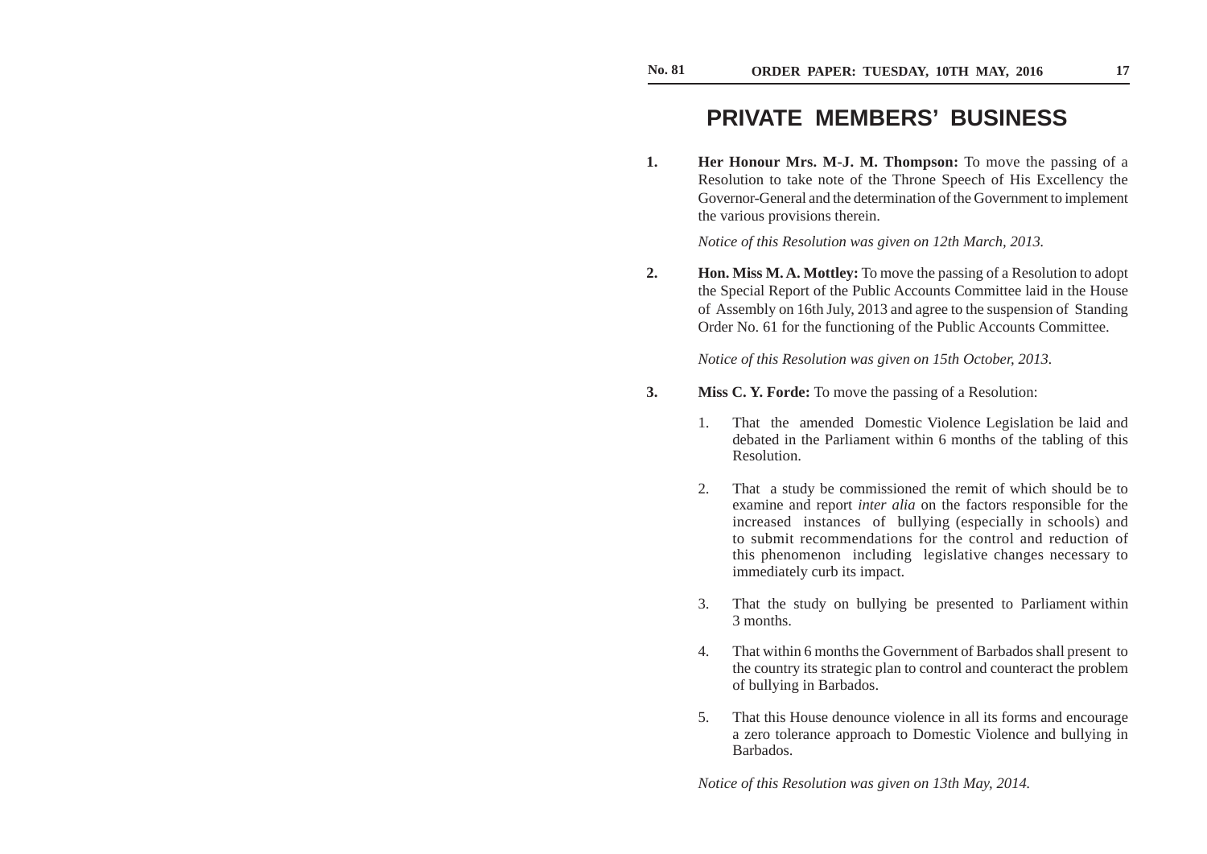# PRIVATE MEMBERS' BUSINESS

1. **Her Honour Mrs. M-J. M. Thompson:** To move the passing of a Resolution to take note of the Throne Speech of His Excellency the Governor-General and the determination of the Government to implement the various provisions therein.

   *Notice of this Resolution was given on 12th March, 2013.*

2. **Hon. Miss M. A. Mottley:** To move the passing of a Resolution to adopt the Special Report of the Public Accounts Committee laid in the House of Assembly on 16th July, 2013 and agree to the suspension of Standing Order No. 61 for the functioning of the Public Accounts Committee.

   *Notice of this Resolution was given on 15th October, 2013.*

3. **Miss C. Y. Forde:** To move the passing of a Resolution:

   1. That the amended Domestic Violence Legislation be laid and debated in the Parliament within 6 months of the tabling of this Resolution.

   2. That a study be commissioned the remit of which should be to examine and report *inter alia* on the factors responsible for the increased instances of bullying (especially in schools) and to submit recommendations for the control and reduction of this phenomenon including legislative changes necessary to immediately curb its impact.

   3. That the study on bullying be presented to Parliament within 3 months.

   4. That within 6 months the Government of Barbados shall present to the country its strategic plan to control and counteract the problem of bullying in Barbados.

   5. That this House denounce violence in all its forms and encourage a zero tolerance approach to Domestic Violence and bullying in Barbados.

   *Notice of this Resolution was given on 13th May, 2014.*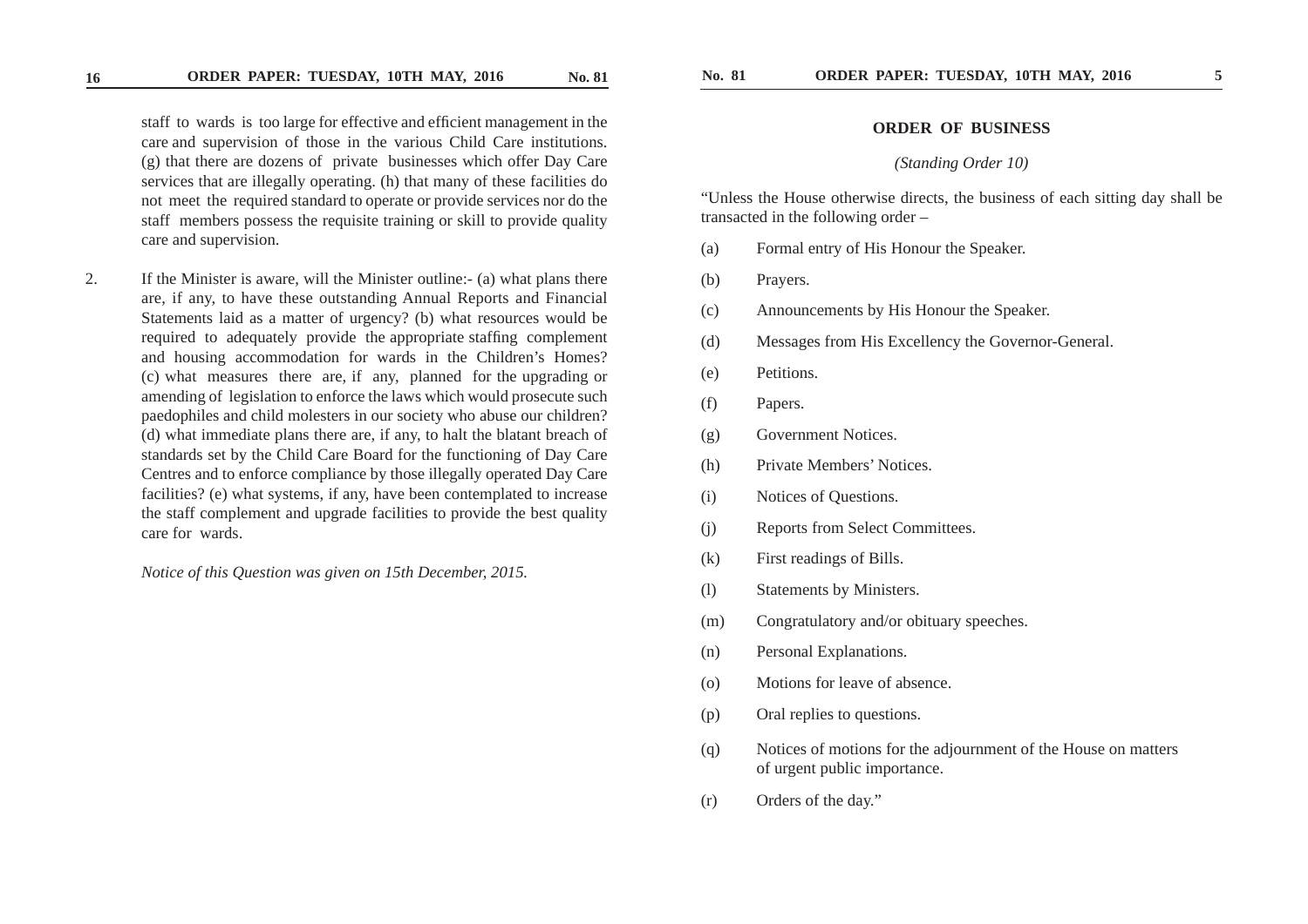staff to wards is too large for effective and efficient management in the care and supervision of those in the various Child Care institutions. (g) that there are dozens of private businesses which offer Day Care services that are illegally operating. (h) that many of these facilities do not meet the required standard to operate or provide services nor do the staff members possess the requisite training or skill to provide quality care and supervision.

2. If the Minister is aware, will the Minister outline:- (a) what plans there are, if any, to have these outstanding Annual Reports and Financial Statements laid as a matter of urgency? (b) what resources would be required to adequately provide the appropriate staffing complement and housing accommodation for wards in the Children's Homes? (c) what measures there are, if any, planned for the upgrading or amending of legislation to enforce the laws which would prosecute such paedophiles and child molesters in our society who abuse our children? (d) what immediate plans there are, if any, to halt the blatant breach of standards set by the Child Care Board for the functioning of Day Care Centres and to enforce compliance by those illegally operated Day Care facilities? (e) what systems, if any, have been contemplated to increase the staff complement and upgrade facilities to provide the best quality care for wards.

*Notice of this Question was given on 15th December, 2015.*

## ORDER OF BUSINESS

*(Standing Order 10)*

"Unless the House otherwise directs, the business of each sitting day shall be transacted in the following order –

(a) Formal entry of His Honour the Speaker.

(b) Prayers.

(c) Announcements by His Honour the Speaker.

(d) Messages from His Excellency the Governor-General.

(e) Petitions.

(f) Papers.

(g) Government Notices.

(h) Private Members' Notices.

(i) Notices of Questions.

(j) Reports from Select Committees.

(k) First readings of Bills.

(l) Statements by Ministers.

(m) Congratulatory and/or obituary speeches.

(n) Personal Explanations.

(o) Motions for leave of absence.

(p) Oral replies to questions.

(q) Notices of motions for the adjournment of the House on matters of urgent public importance.

(r) Orders of the day."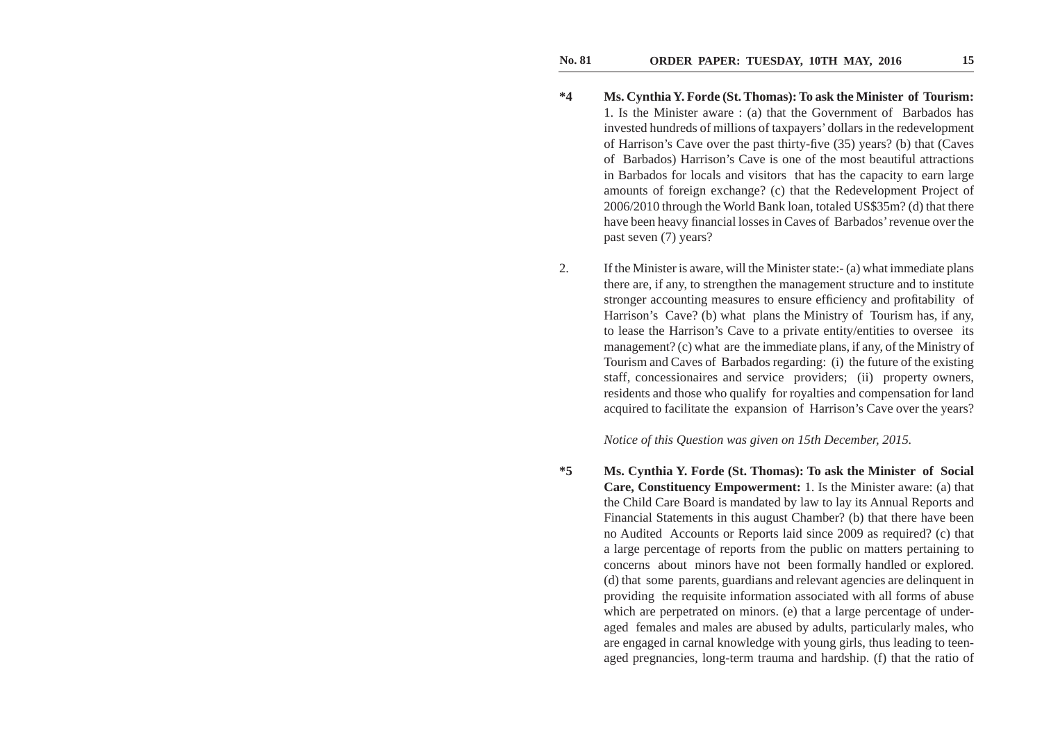**\*4** **Ms. Cynthia Y. Forde (St. Thomas): To ask the Minister of Tourism:** 1. Is the Minister aware : (a) that the Government of Barbados has invested hundreds of millions of taxpayers' dollars in the redevelopment of Harrison's Cave over the past thirty-five (35) years? (b) that (Caves of Barbados) Harrison's Cave is one of the most beautiful attractions in Barbados for locals and visitors that has the capacity to earn large amounts of foreign exchange? (c) that the Redevelopment Project of 2006/2010 through the World Bank loan, totaled US$35m? (d) that there have been heavy financial losses in Caves of Barbados' revenue over the past seven (7) years?

2. If the Minister is aware, will the Minister state:- (a) what immediate plans there are, if any, to strengthen the management structure and to institute stronger accounting measures to ensure efficiency and profitability of Harrison's Cave? (b) what plans the Ministry of Tourism has, if any, to lease the Harrison's Cave to a private entity/entities to oversee its management? (c) what are the immediate plans, if any, of the Ministry of Tourism and Caves of Barbados regarding: (i) the future of the existing staff, concessionaires and service providers; (ii) property owners, residents and those who qualify for royalties and compensation for land acquired to facilitate the expansion of Harrison's Cave over the years?

*Notice of this Question was given on 15th December, 2015.*

**\*5** **Ms. Cynthia Y. Forde (St. Thomas): To ask the Minister of Social Care, Constituency Empowerment:** 1. Is the Minister aware: (a) that the Child Care Board is mandated by law to lay its Annual Reports and Financial Statements in this august Chamber? (b) that there have been no Audited Accounts or Reports laid since 2009 as required? (c) that a large percentage of reports from the public on matters pertaining to concerns about minors have not been formally handled or explored. (d) that some parents, guardians and relevant agencies are delinquent in providing the requisite information associated with all forms of abuse which are perpetrated on minors. (e) that a large percentage of under-aged females and males are abused by adults, particularly males, who are engaged in carnal knowledge with young girls, thus leading to teen-aged pregnancies, long-term trauma and hardship. (f) that the ratio of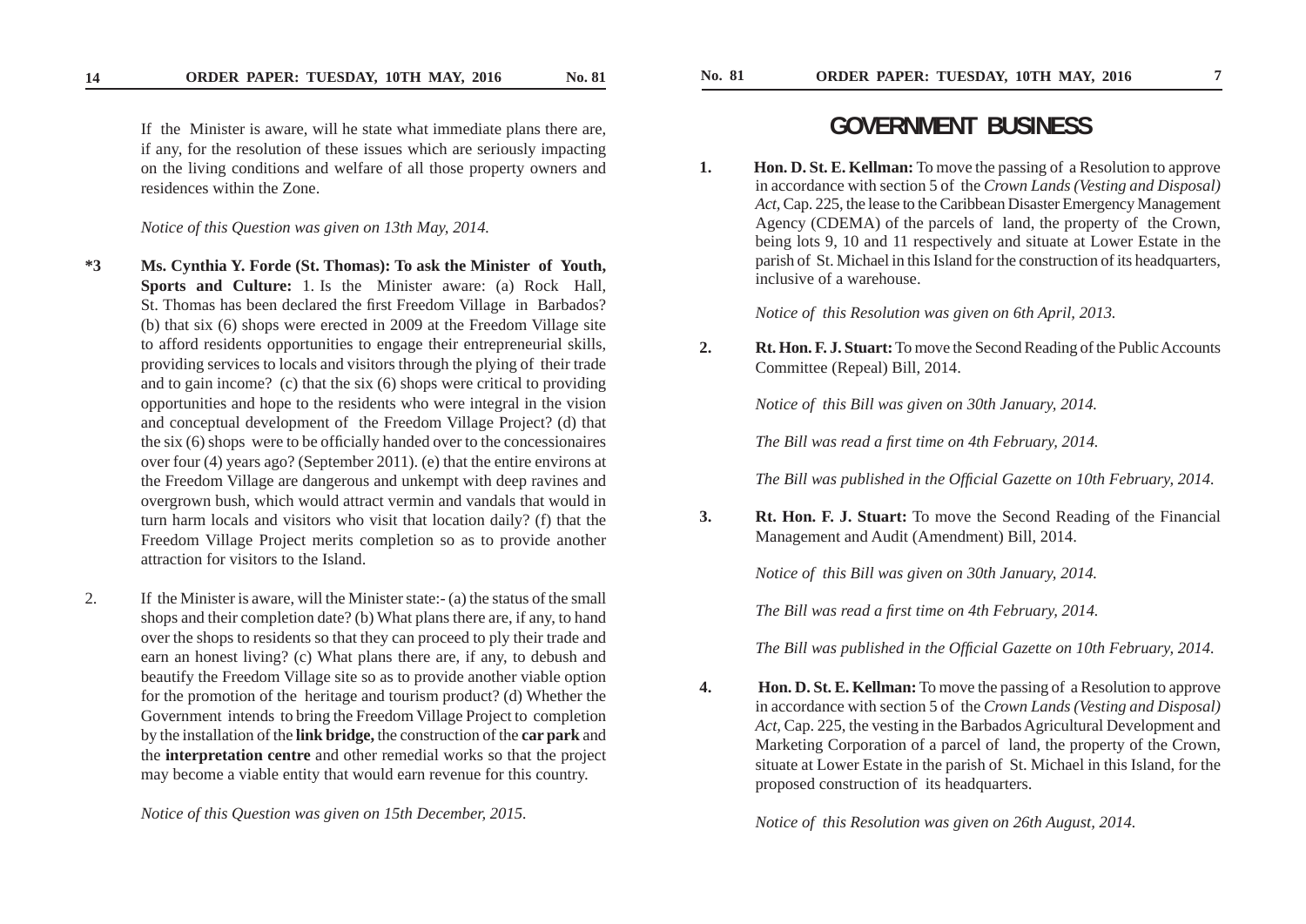If the Minister is aware, will he state what immediate plans there are, if any, for the resolution of these issues which are seriously impacting on the living conditions and welfare of all those property owners and residences within the Zone.

*Notice of this Question was given on 13th May, 2014.*

**\*3 Ms. Cynthia Y. Forde (St. Thomas): To ask the Minister of Youth, Sports and Culture:** 1. Is the Minister aware: (a) Rock Hall, St. Thomas has been declared the first Freedom Village in Barbados? (b) that six (6) shops were erected in 2009 at the Freedom Village site to afford residents opportunities to engage their entrepreneurial skills, providing services to locals and visitors through the plying of their trade and to gain income? (c) that the six (6) shops were critical to providing opportunities and hope to the residents who were integral in the vision and conceptual development of the Freedom Village Project? (d) that the six (6) shops were to be officially handed over to the concessionaires over four (4) years ago? (September 2011). (e) that the entire environs at the Freedom Village are dangerous and unkempt with deep ravines and overgrown bush, which would attract vermin and vandals that would in turn harm locals and visitors who visit that location daily? (f) that the Freedom Village Project merits completion so as to provide another attraction for visitors to the Island.

2. If the Minister is aware, will the Minister state:- (a) the status of the small shops and their completion date? (b) What plans there are, if any, to hand over the shops to residents so that they can proceed to ply their trade and earn an honest living? (c) What plans there are, if any, to debush and beautify the Freedom Village site so as to provide another viable option for the promotion of the heritage and tourism product? (d) Whether the Government intends to bring the Freedom Village Project to completion by the installation of the **link bridge,** the construction of the **car park** and the **interpretation centre** and other remedial works so that the project may become a viable entity that would earn revenue for this country.

*Notice of this Question was given on 15th December, 2015.*

# GOVERNMENT BUSINESS

1. **Hon. D. St. E. Kellman:** To move the passing of a Resolution to approve in accordance with section 5 of the *Crown Lands (Vesting and Disposal) Act*, Cap. 225, the lease to the Caribbean Disaster Emergency Management Agency (CDEMA) of the parcels of land, the property of the Crown, being lots 9, 10 and 11 respectively and situate at Lower Estate in the parish of St. Michael in this Island for the construction of its headquarters, inclusive of a warehouse.

   *Notice of this Resolution was given on 6th April, 2013.*

2. **Rt. Hon. F. J. Stuart:** To move the Second Reading of the Public Accounts Committee (Repeal) Bill, 2014.

   *Notice of this Bill was given on 30th January, 2014.*

   *The Bill was read a first time on 4th February, 2014.*

   *The Bill was published in the Official Gazette on 10th February, 2014.*

3. **Rt. Hon. F. J. Stuart:** To move the Second Reading of the Financial Management and Audit (Amendment) Bill, 2014.

   *Notice of this Bill was given on 30th January, 2014.*

   *The Bill was read a first time on 4th February, 2014.*

   *The Bill was published in the Official Gazette on 10th February, 2014.*

4. **Hon. D. St. E. Kellman:** To move the passing of a Resolution to approve in accordance with section 5 of the *Crown Lands (Vesting and Disposal) Act*, Cap. 225, the vesting in the Barbados Agricultural Development and Marketing Corporation of a parcel of land, the property of the Crown, situate at Lower Estate in the parish of St. Michael in this Island, for the proposed construction of its headquarters.

   *Notice of this Resolution was given on 26th August, 2014.*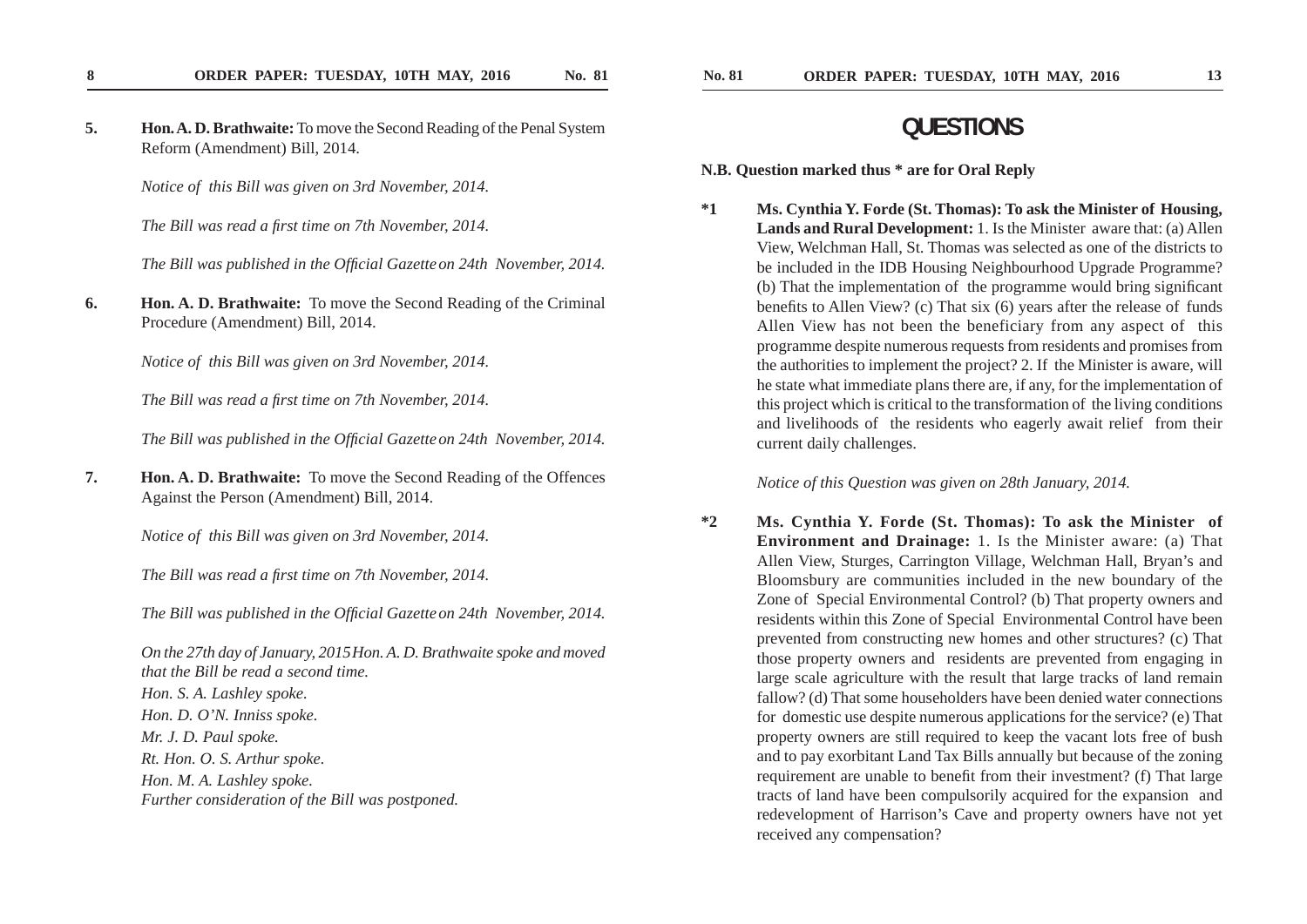**5.** **Hon. A. D. Brathwaite:** To move the Second Reading of the Penal System Reform (Amendment) Bill, 2014.

*Notice of this Bill was given on 3rd November, 2014.*

*The Bill was read a first time on 7th November, 2014.*

*The Bill was published in the Official Gazette on 24th November, 2014.*

**6.** **Hon. A. D. Brathwaite:** To move the Second Reading of the Criminal Procedure (Amendment) Bill, 2014.

*Notice of this Bill was given on 3rd November, 2014.*

*The Bill was read a first time on 7th November, 2014.*

*The Bill was published in the Official Gazette on 24th November, 2014.*

**7.** **Hon. A. D. Brathwaite:** To move the Second Reading of the Offences Against the Person (Amendment) Bill, 2014.

*Notice of this Bill was given on 3rd November, 2014.*

*The Bill was read a first time on 7th November, 2014.*

*The Bill was published in the Official Gazette on 24th November, 2014.*

*On the 27th day of January, 2015 Hon. A. D. Brathwaite spoke and moved that the Bill be read a second time.*
*Hon. S. A. Lashley spoke.*
*Hon. D. O'N. Inniss spoke.*
*Mr. J. D. Paul spoke.*
*Rt. Hon. O. S. Arthur spoke.*
*Hon. M. A. Lashley spoke.*
*Further consideration of the Bill was postponed.*

# QUESTIONS

**N.B. Question marked thus * are for Oral Reply**

**\*1** **Ms. Cynthia Y. Forde (St. Thomas): To ask the Minister of Housing, Lands and Rural Development:** 1. Is the Minister aware that: (a) Allen View, Welchman Hall, St. Thomas was selected as one of the districts to be included in the IDB Housing Neighbourhood Upgrade Programme? (b) That the implementation of the programme would bring significant benefits to Allen View? (c) That six (6) years after the release of funds Allen View has not been the beneficiary from any aspect of this programme despite numerous requests from residents and promises from the authorities to implement the project? 2. If the Minister is aware, will he state what immediate plans there are, if any, for the implementation of this project which is critical to the transformation of the living conditions and livelihoods of the residents who eagerly await relief from their current daily challenges.

*Notice of this Question was given on 28th January, 2014.*

**\*2** **Ms. Cynthia Y. Forde (St. Thomas): To ask the Minister of Environment and Drainage:** 1. Is the Minister aware: (a) That Allen View, Sturges, Carrington Village, Welchman Hall, Bryan's and Bloomsbury are communities included in the new boundary of the Zone of Special Environmental Control? (b) That property owners and residents within this Zone of Special Environmental Control have been prevented from constructing new homes and other structures? (c) That those property owners and residents are prevented from engaging in large scale agriculture with the result that large tracks of land remain fallow? (d) That some householders have been denied water connections for domestic use despite numerous applications for the service? (e) That property owners are still required to keep the vacant lots free of bush and to pay exorbitant Land Tax Bills annually but because of the zoning requirement are unable to benefit from their investment? (f) That large tracts of land have been compulsorily acquired for the expansion and redevelopment of Harrison's Cave and property owners have not yet received any compensation?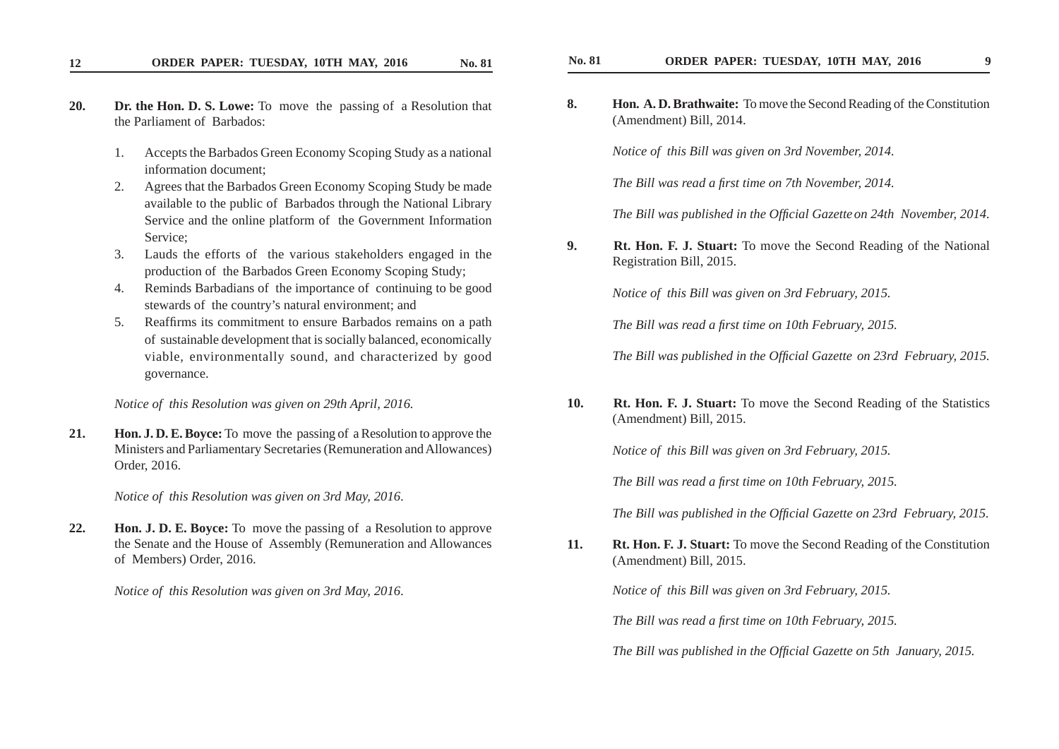**20.** **Dr. the Hon. D. S. Lowe:** To move the passing of a Resolution that the Parliament of Barbados:

1. Accepts the Barbados Green Economy Scoping Study as a national information document;
2. Agrees that the Barbados Green Economy Scoping Study be made available to the public of Barbados through the National Library Service and the online platform of the Government Information Service;
3. Lauds the efforts of the various stakeholders engaged in the production of the Barbados Green Economy Scoping Study;
4. Reminds Barbadians of the importance of continuing to be good stewards of the country's natural environment; and
5. Reaffirms its commitment to ensure Barbados remains on a path of sustainable development that is socially balanced, economically viable, environmentally sound, and characterized by good governance.

*Notice of this Resolution was given on 29th April, 2016.*

**21.** **Hon. J. D. E. Boyce:** To move the passing of a Resolution to approve the Ministers and Parliamentary Secretaries (Remuneration and Allowances) Order, 2016.

*Notice of this Resolution was given on 3rd May, 2016.*

**22.** **Hon. J. D. E. Boyce:** To move the passing of a Resolution to approve the Senate and the House of Assembly (Remuneration and Allowances of Members) Order, 2016.

*Notice of this Resolution was given on 3rd May, 2016.*

**8.** **Hon. A. D. Brathwaite:** To move the Second Reading of the Constitution (Amendment) Bill, 2014.

*Notice of this Bill was given on 3rd November, 2014.*

*The Bill was read a first time on 7th November, 2014.*

*The Bill was published in the Official Gazette on 24th November, 2014.*

**9.** **Rt. Hon. F. J. Stuart:** To move the Second Reading of the National Registration Bill, 2015.

*Notice of this Bill was given on 3rd February, 2015.*

*The Bill was read a first time on 10th February, 2015.*

*The Bill was published in the Official Gazette on 23rd February, 2015.*

**10.** **Rt. Hon. F. J. Stuart:** To move the Second Reading of the Statistics (Amendment) Bill, 2015.

*Notice of this Bill was given on 3rd February, 2015.*

*The Bill was read a first time on 10th February, 2015.*

*The Bill was published in the Official Gazette on 23rd February, 2015.*

**11.** **Rt. Hon. F. J. Stuart:** To move the Second Reading of the Constitution (Amendment) Bill, 2015.

*Notice of this Bill was given on 3rd February, 2015.*

*The Bill was read a first time on 10th February, 2015.*

*The Bill was published in the Official Gazette on 5th January, 2015.*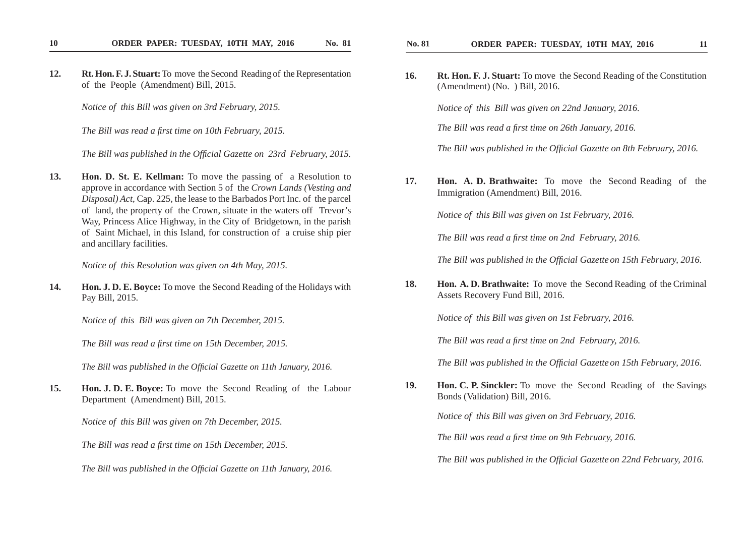**12.** **Rt. Hon. F. J. Stuart:** To move the Second Reading of the Representation of the People (Amendment) Bill, 2015.

*Notice of this Bill was given on 3rd February, 2015.*

*The Bill was read a first time on 10th February, 2015.*

*The Bill was published in the Official Gazette on 23rd February, 2015.*

**13.** **Hon. D. St. E. Kellman:** To move the passing of a Resolution to approve in accordance with Section 5 of the *Crown Lands (Vesting and Disposal) Act*, Cap. 225, the lease to the Barbados Port Inc. of the parcel of land, the property of the Crown, situate in the waters off Trevor's Way, Princess Alice Highway, in the City of Bridgetown, in the parish of Saint Michael, in this Island, for construction of a cruise ship pier and ancillary facilities.

*Notice of this Resolution was given on 4th May, 2015.*

**14.** **Hon. J. D. E. Boyce:** To move the Second Reading of the Holidays with Pay Bill, 2015.

*Notice of this Bill was given on 7th December, 2015.*

*The Bill was read a first time on 15th December, 2015.*

*The Bill was published in the Official Gazette on 11th January, 2016.*

**15.** **Hon. J. D. E. Boyce:** To move the Second Reading of the Labour Department (Amendment) Bill, 2015.

*Notice of this Bill was given on 7th December, 2015.*

*The Bill was read a first time on 15th December, 2015.*

*The Bill was published in the Official Gazette on 11th January, 2016.*

**16.** **Rt. Hon. F. J. Stuart:** To move the Second Reading of the Constitution (Amendment) (No. ) Bill, 2016.

*Notice of this Bill was given on 22nd January, 2016.*

*The Bill was read a first time on 26th January, 2016.*

*The Bill was published in the Official Gazette on 8th February, 2016.*

**17.** **Hon. A. D. Brathwaite:** To move the Second Reading of the Immigration (Amendment) Bill, 2016.

*Notice of this Bill was given on 1st February, 2016.*

*The Bill was read a first time on 2nd February, 2016.*

*The Bill was published in the Official Gazette on 15th February, 2016.*

**18.** **Hon. A. D. Brathwaite:** To move the Second Reading of the Criminal Assets Recovery Fund Bill, 2016.

*Notice of this Bill was given on 1st February, 2016.*

*The Bill was read a first time on 2nd February, 2016.*

*The Bill was published in the Official Gazette on 15th February, 2016.*

**19.** **Hon. C. P. Sinckler:** To move the Second Reading of the Savings Bonds (Validation) Bill, 2016.

*Notice of this Bill was given on 3rd February, 2016.*

*The Bill was read a first time on 9th February, 2016.*

*The Bill was published in the Official Gazette on 22nd February, 2016.*